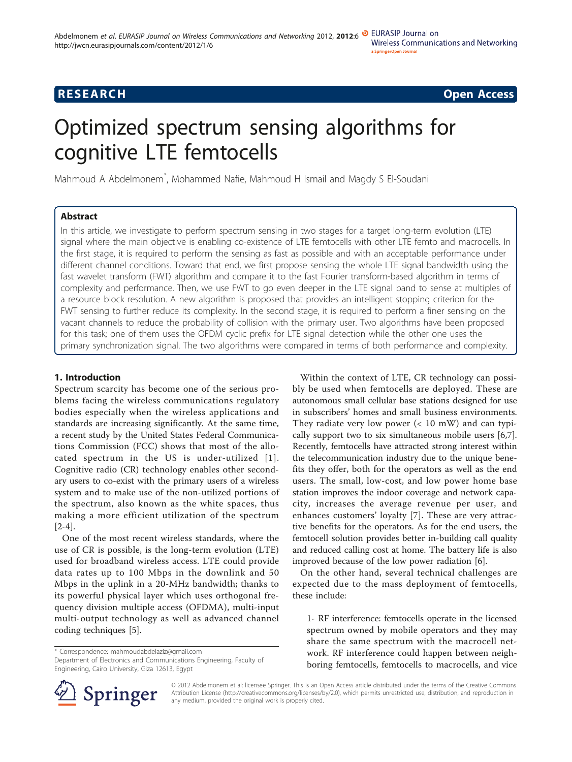RESEARCH Open Access

# Optimized spectrum sensing algorithms for cognitive LTE femtocells

Mahmoud A Abdelmonem*, Mohammed Nafie, Mahmoud H Ismail and Magdy S El-Soudani

## Abstract

In this article, we investigate to perform spectrum sensing in two stages for a target long-term evolution (LTE) signal where the main objective is enabling co-existence of LTE femtocells with other LTE femto and macrocells. In the first stage, it is required to perform the sensing as fast as possible and with an acceptable performance under different channel conditions. Toward that end, we first propose sensing the whole LTE signal bandwidth using the fast wavelet transform (FWT) algorithm and compare it to the fast Fourier transform-based algorithm in terms of complexity and performance. Then, we use FWT to go even deeper in the LTE signal band to sense at multiples of a resource block resolution. A new algorithm is proposed that provides an intelligent stopping criterion for the FWT sensing to further reduce its complexity. In the second stage, it is required to perform a finer sensing on the vacant channels to reduce the probability of collision with the primary user. Two algorithms have been proposed for this task; one of them uses the OFDM cyclic prefix for LTE signal detection while the other one uses the primary synchronization signal. The two algorithms were compared in terms of both performance and complexity.

## 1. Introduction

Spectrum scarcity has become one of the serious problems facing the wireless communications regulatory bodies especially when the wireless applications and standards are increasing significantly. At the same time, a recent study by the United States Federal Communications Commission (FCC) shows that most of the allocated spectrum in the US is under-utilized [1]. Cognitive radio (CR) technology enables other secondary users to co-exist with the primary users of a wireless system and to make use of the non-utilized portions of the spectrum, also known as the white spaces, thus making a more efficient utilization of the spectrum [2-4].

One of the most recent wireless standards, where the use of CR is possible, is the long-term evolution (LTE) used for broadband wireless access. LTE could provide data rates up to 100 Mbps in the downlink and 50 Mbps in the uplink in a 20-MHz bandwidth; thanks to its powerful physical layer which uses orthogonal frequency division multiple access (OFDMA), multi-input multi-output technology as well as advanced channel coding techniques [5].

Within the context of LTE, CR technology can possibly be used when femtocells are deployed. These are autonomous small cellular base stations designed for use in subscribers' homes and small business environments. They radiate very low power (< 10 mW) and can typically support two to six simultaneous mobile users [6,7]. Recently, femtocells have attracted strong interest within the telecommunication industry due to the unique benefits they offer, both for the operators as well as the end users. The small, low-cost, and low power home base station improves the indoor coverage and network capacity, increases the average revenue per user, and enhances customers' loyalty [7]. These are very attractive benefits for the operators. As for the end users, the femtocell solution provides better in-building call quality and reduced calling cost at home. The battery life is also improved because of the low power radiation [6].

On the other hand, several technical challenges are expected due to the mass deployment of femtocells, these include:

1- RF interference: femtocells operate in the licensed spectrum owned by mobile operators and they may share the same spectrum with the macrocell network. RF interference could happen between neighboring femtocells, femtocells to macrocells, and vice

\* Correspondence: mahmoudabdelaziz@gmail.com
Department of Electronics and Communications Engineering, Faculty of Engineering, Cairo University, Giza 12613, Egypt

© 2012 Abdelmonem et al; licensee Springer. This is an Open Access article distributed under the terms of the Creative Commons Attribution License (http://creativecommons.org/licenses/by/2.0), which permits unrestricted use, distribution, and reproduction in any medium, provided the original work is properly cited.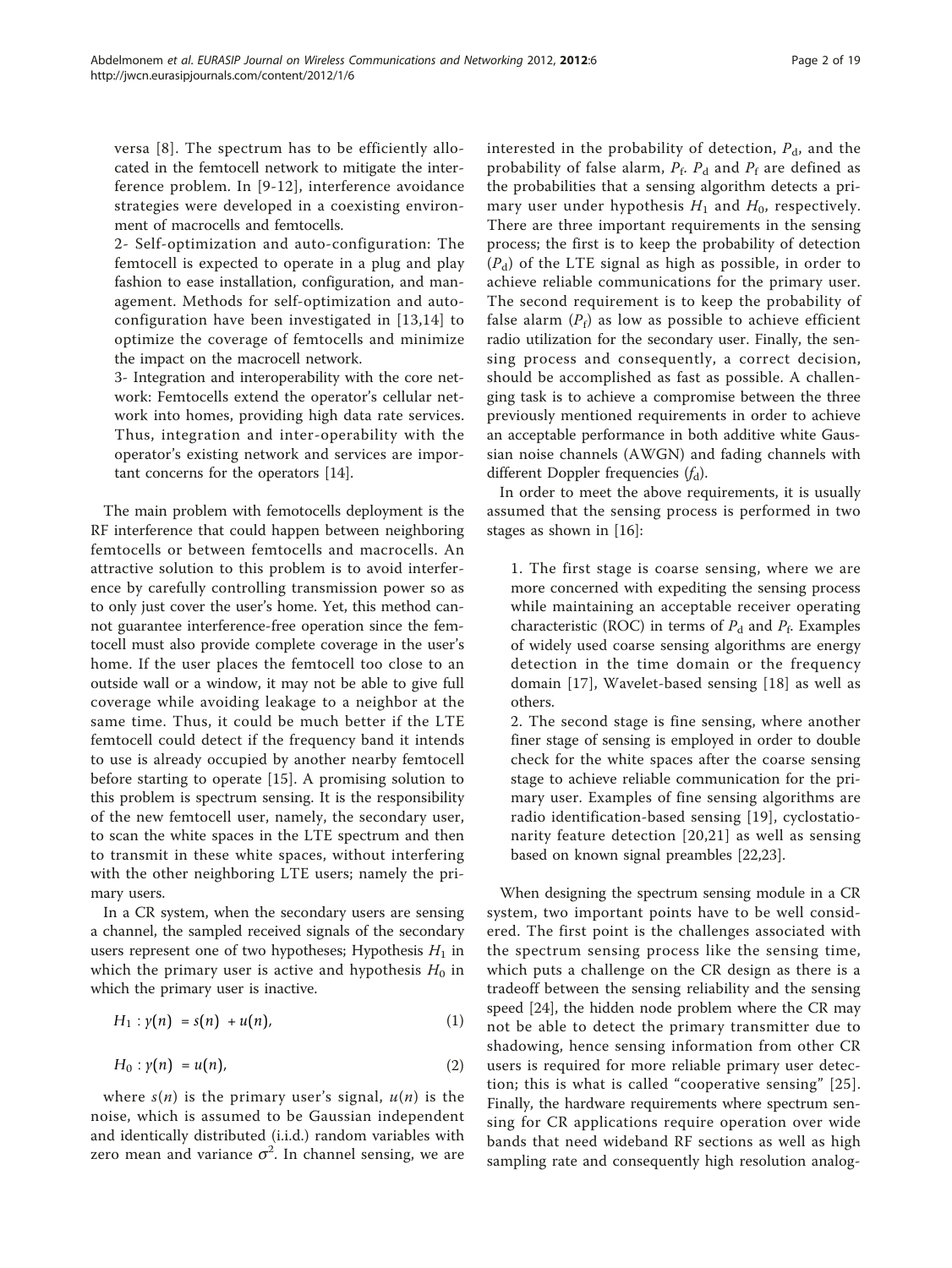versa [8]. The spectrum has to be efficiently allocated in the femtocell network to mitigate the interference problem. In [9-12], interference avoidance strategies were developed in a coexisting environment of macrocells and femtocells.

2- Self-optimization and auto-configuration: The femtocell is expected to operate in a plug and play fashion to ease installation, configuration, and management. Methods for self-optimization and auto-configuration have been investigated in [13,14] to optimize the coverage of femtocells and minimize the impact on the macrocell network.

3- Integration and interoperability with the core network: Femtocells extend the operator's cellular network into homes, providing high data rate services. Thus, integration and inter-operability with the operator's existing network and services are important concerns for the operators [14].

The main problem with femotocells deployment is the RF interference that could happen between neighboring femtocells or between femtocells and macrocells. An attractive solution to this problem is to avoid interference by carefully controlling transmission power so as to only just cover the user's home. Yet, this method cannot guarantee interference-free operation since the femtocell must also provide complete coverage in the user's home. If the user places the femtocell too close to an outside wall or a window, it may not be able to give full coverage while avoiding leakage to a neighbor at the same time. Thus, it could be much better if the LTE femtocell could detect if the frequency band it intends to use is already occupied by another nearby femtocell before starting to operate [15]. A promising solution to this problem is spectrum sensing. It is the responsibility of the new femtocell user, namely, the secondary user, to scan the white spaces in the LTE spectrum and then to transmit in these white spaces, without interfering with the other neighboring LTE users; namely the primary users.

In a CR system, when the secondary users are sensing a channel, the sampled received signals of the secondary users represent one of two hypotheses; Hypothesis $H_1$ in which the primary user is active and hypothesis $H_0$ in which the primary user is inactive.

$$H_1 : y(n) = s(n) + u(n), \tag{1}$$

$$H_0 : y(n) = u(n), \tag{2}$$

where $s(n)$ is the primary user's signal, $u(n)$ is the noise, which is assumed to be Gaussian independent and identically distributed (i.i.d.) random variables with zero mean and variance $\sigma^2$. In channel sensing, we are interested in the probability of detection, $P_d$, and the probability of false alarm, $P_f$. $P_d$ and $P_f$ are defined as the probabilities that a sensing algorithm detects a primary user under hypothesis $H_1$ and $H_0$, respectively. There are three important requirements in the sensing process; the first is to keep the probability of detection ($P_d$) of the LTE signal as high as possible, in order to achieve reliable communications for the primary user. The second requirement is to keep the probability of false alarm ($P_f$) as low as possible to achieve efficient radio utilization for the secondary user. Finally, the sensing process and consequently, a correct decision, should be accomplished as fast as possible. A challenging task is to achieve a compromise between the three previously mentioned requirements in order to achieve an acceptable performance in both additive white Gaussian noise channels (AWGN) and fading channels with different Doppler frequencies ($f_d$).

In order to meet the above requirements, it is usually assumed that the sensing process is performed in two stages as shown in [16]:

1. The first stage is coarse sensing, where we are more concerned with expediting the sensing process while maintaining an acceptable receiver operating characteristic (ROC) in terms of $P_d$ and $P_f$. Examples of widely used coarse sensing algorithms are energy detection in the time domain or the frequency domain [17], Wavelet-based sensing [18] as well as others.
2. The second stage is fine sensing, where another finer stage of sensing is employed in order to double check for the white spaces after the coarse sensing stage to achieve reliable communication for the primary user. Examples of fine sensing algorithms are radio identification-based sensing [19], cyclostationarity feature detection [20,21] as well as sensing based on known signal preambles [22,23].

When designing the spectrum sensing module in a CR system, two important points have to be well considered. The first point is the challenges associated with the spectrum sensing process like the sensing time, which puts a challenge on the CR design as there is a tradeoff between the sensing reliability and the sensing speed [24], the hidden node problem where the CR may not be able to detect the primary transmitter due to shadowing, hence sensing information from other CR users is required for more reliable primary user detection; this is what is called "cooperative sensing" [25]. Finally, the hardware requirements where spectrum sensing for CR applications require operation over wide bands that need wideband RF sections as well as high sampling rate and consequently high resolution analog-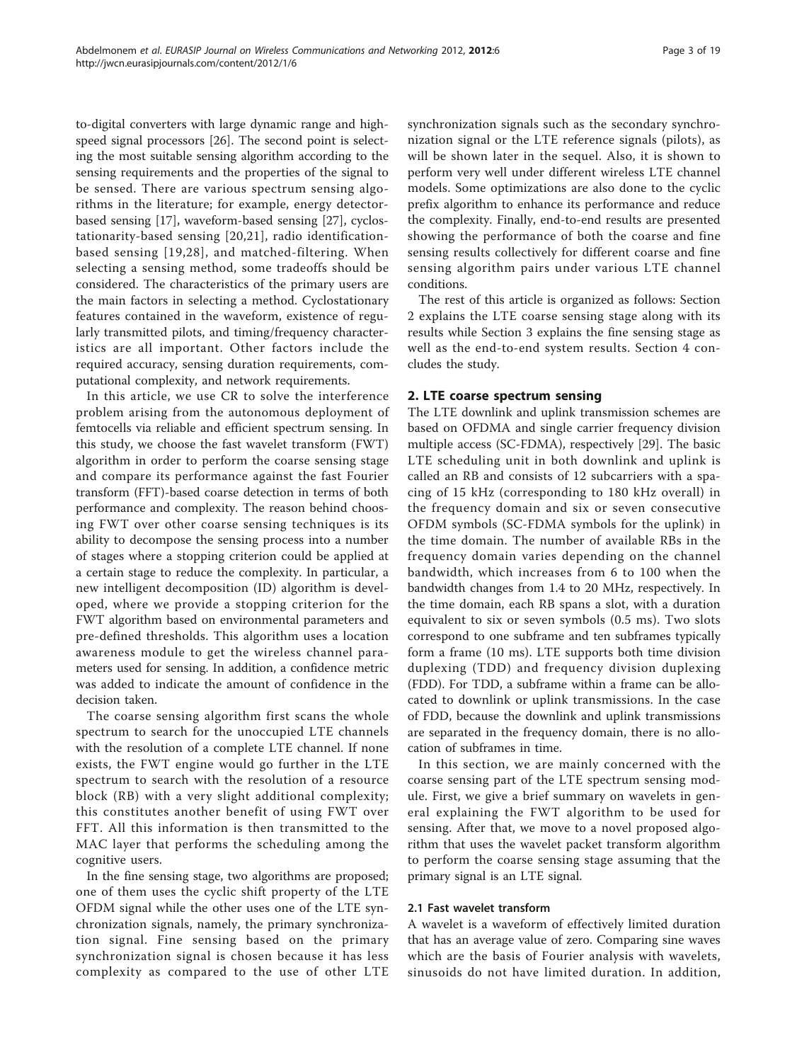to-digital converters with large dynamic range and high-speed signal processors [26]. The second point is selecting the most suitable sensing algorithm according to the sensing requirements and the properties of the signal to be sensed. There are various spectrum sensing algorithms in the literature; for example, energy detector-based sensing [17], waveform-based sensing [27], cyclostationarity-based sensing [20,21], radio identification-based sensing [19,28], and matched-filtering. When selecting a sensing method, some tradeoffs should be considered. The characteristics of the primary users are the main factors in selecting a method. Cyclostationary features contained in the waveform, existence of regularly transmitted pilots, and timing/frequency characteristics are all important. Other factors include the required accuracy, sensing duration requirements, computational complexity, and network requirements.

In this article, we use CR to solve the interference problem arising from the autonomous deployment of femtocells via reliable and efficient spectrum sensing. In this study, we choose the fast wavelet transform (FWT) algorithm in order to perform the coarse sensing stage and compare its performance against the fast Fourier transform (FFT)-based coarse detection in terms of both performance and complexity. The reason behind choosing FWT over other coarse sensing techniques is its ability to decompose the sensing process into a number of stages where a stopping criterion could be applied at a certain stage to reduce the complexity. In particular, a new intelligent decomposition (ID) algorithm is developed, where we provide a stopping criterion for the FWT algorithm based on environmental parameters and pre-defined thresholds. This algorithm uses a location awareness module to get the wireless channel parameters used for sensing. In addition, a confidence metric was added to indicate the amount of confidence in the decision taken.

The coarse sensing algorithm first scans the whole spectrum to search for the unoccupied LTE channels with the resolution of a complete LTE channel. If none exists, the FWT engine would go further in the LTE spectrum to search with the resolution of a resource block (RB) with a very slight additional complexity; this constitutes another benefit of using FWT over FFT. All this information is then transmitted to the MAC layer that performs the scheduling among the cognitive users.

In the fine sensing stage, two algorithms are proposed; one of them uses the cyclic shift property of the LTE OFDM signal while the other uses one of the LTE synchronization signals, namely, the primary synchronization signal. Fine sensing based on the primary synchronization signal is chosen because it has less complexity as compared to the use of other LTE synchronization signals such as the secondary synchronization signal or the LTE reference signals (pilots), as will be shown later in the sequel. Also, it is shown to perform very well under different wireless LTE channel models. Some optimizations are also done to the cyclic prefix algorithm to enhance its performance and reduce the complexity. Finally, end-to-end results are presented showing the performance of both the coarse and fine sensing results collectively for different coarse and fine sensing algorithm pairs under various LTE channel conditions.

The rest of this article is organized as follows: Section 2 explains the LTE coarse sensing stage along with its results while Section 3 explains the fine sensing stage as well as the end-to-end system results. Section 4 concludes the study.

## 2. LTE coarse spectrum sensing

The LTE downlink and uplink transmission schemes are based on OFDMA and single carrier frequency division multiple access (SC-FDMA), respectively [29]. The basic LTE scheduling unit in both downlink and uplink is called an RB and consists of 12 subcarriers with a spacing of 15 kHz (corresponding to 180 kHz overall) in the frequency domain and six or seven consecutive OFDM symbols (SC-FDMA symbols for the uplink) in the time domain. The number of available RBs in the frequency domain varies depending on the channel bandwidth, which increases from 6 to 100 when the bandwidth changes from 1.4 to 20 MHz, respectively. In the time domain, each RB spans a slot, with a duration equivalent to six or seven symbols (0.5 ms). Two slots correspond to one subframe and ten subframes typically form a frame (10 ms). LTE supports both time division duplexing (TDD) and frequency division duplexing (FDD). For TDD, a subframe within a frame can be allocated to downlink or uplink transmissions. In the case of FDD, because the downlink and uplink transmissions are separated in the frequency domain, there is no allocation of subframes in time.

In this section, we are mainly concerned with the coarse sensing part of the LTE spectrum sensing module. First, we give a brief summary on wavelets in general explaining the FWT algorithm to be used for sensing. After that, we move to a novel proposed algorithm that uses the wavelet packet transform algorithm to perform the coarse sensing stage assuming that the primary signal is an LTE signal.

### 2.1 Fast wavelet transform

A wavelet is a waveform of effectively limited duration that has an average value of zero. Comparing sine waves which are the basis of Fourier analysis with wavelets, sinusoids do not have limited duration. In addition,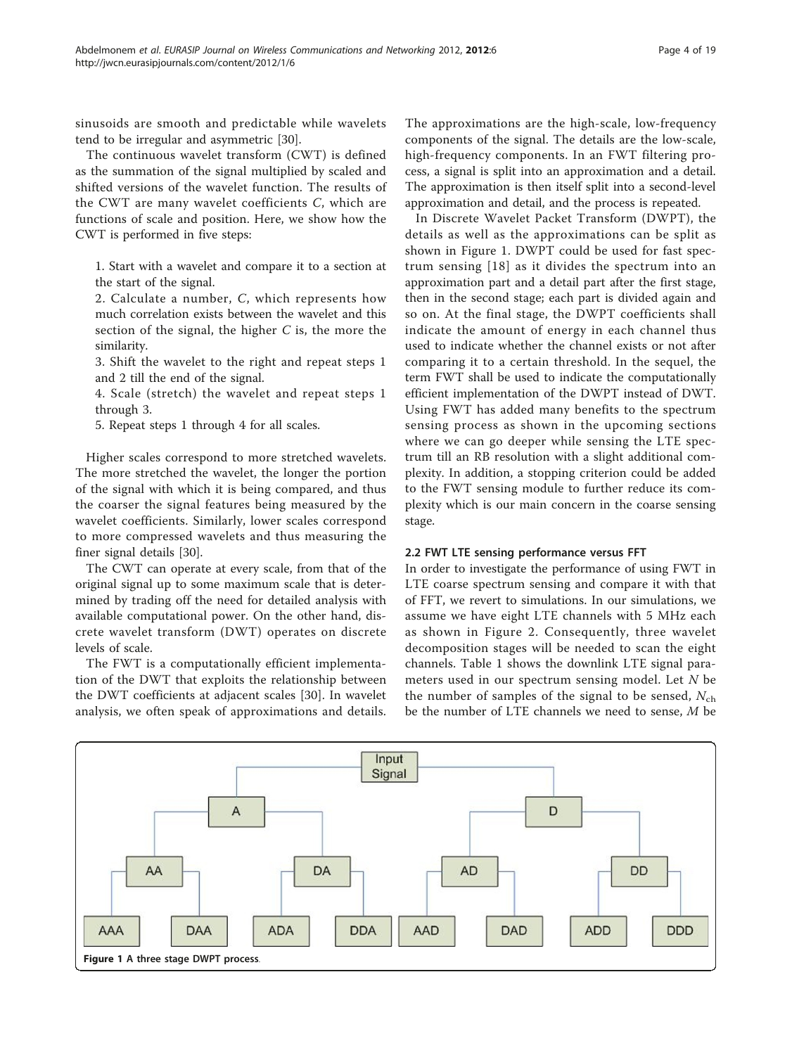sinusoids are smooth and predictable while wavelets tend to be irregular and asymmetric [30].

The continuous wavelet transform (CWT) is defined as the summation of the signal multiplied by scaled and shifted versions of the wavelet function. The results of the CWT are many wavelet coefficients $C$, which are functions of scale and position. Here, we show how the CWT is performed in five steps:

1. Start with a wavelet and compare it to a section at the start of the signal.
2. Calculate a number, $C$, which represents how much correlation exists between the wavelet and this section of the signal, the higher $C$ is, the more the similarity.
3. Shift the wavelet to the right and repeat steps 1 and 2 till the end of the signal.
4. Scale (stretch) the wavelet and repeat steps 1 through 3.
5. Repeat steps 1 through 4 for all scales.

Higher scales correspond to more stretched wavelets. The more stretched the wavelet, the longer the portion of the signal with which it is being compared, and thus the coarser the signal features being measured by the wavelet coefficients. Similarly, lower scales correspond to more compressed wavelets and thus measuring the finer signal details [30].

The CWT can operate at every scale, from that of the original signal up to some maximum scale that is determined by trading off the need for detailed analysis with available computational power. On the other hand, discrete wavelet transform (DWT) operates on discrete levels of scale.

The FWT is a computationally efficient implementation of the DWT that exploits the relationship between the DWT coefficients at adjacent scales [30]. In wavelet analysis, we often speak of approximations and details. The approximations are the high-scale, low-frequency components of the signal. The details are the low-scale, high-frequency components. In an FWT filtering process, a signal is split into an approximation and a detail. The approximation is then itself split into a second-level approximation and detail, and the process is repeated.

In Discrete Wavelet Packet Transform (DWPT), the details as well as the approximations can be split as shown in Figure 1. DWPT could be used for fast spectrum sensing [18] as it divides the spectrum into an approximation part and a detail part after the first stage, then in the second stage; each part is divided again and so on. At the final stage, the DWPT coefficients shall indicate the amount of energy in each channel thus used to indicate whether the channel exists or not after comparing it to a certain threshold. In the sequel, the term FWT shall be used to indicate the computationally efficient implementation of the DWPT instead of DWT. Using FWT has added many benefits to the spectrum sensing process as shown in the upcoming sections where we can go deeper while sensing the LTE spectrum till an RB resolution with a slight additional complexity. In addition, a stopping criterion could be added to the FWT sensing module to further reduce its complexity which is our main concern in the coarse sensing stage.

### 2.2 FWT LTE sensing performance versus FFT

In order to investigate the performance of using FWT in LTE coarse spectrum sensing and compare it with that of FFT, we revert to simulations. In our simulations, we assume we have eight LTE channels with 5 MHz each as shown in Figure 2. Consequently, three wavelet decomposition stages will be needed to scan the eight channels. Table 1 shows the downlink LTE signal parameters used in our spectrum sensing model. Let $N$ be the number of samples of the signal to be sensed, $N_{\text{ch}}$ be the number of LTE channels we need to sense, $M$ be

Input Signal
A
D
AA
DA
AD
DD
AAA
DAA
ADA
DDA
AAD
DAD
ADD
DDD

**Figure 1 A three stage DWPT process.**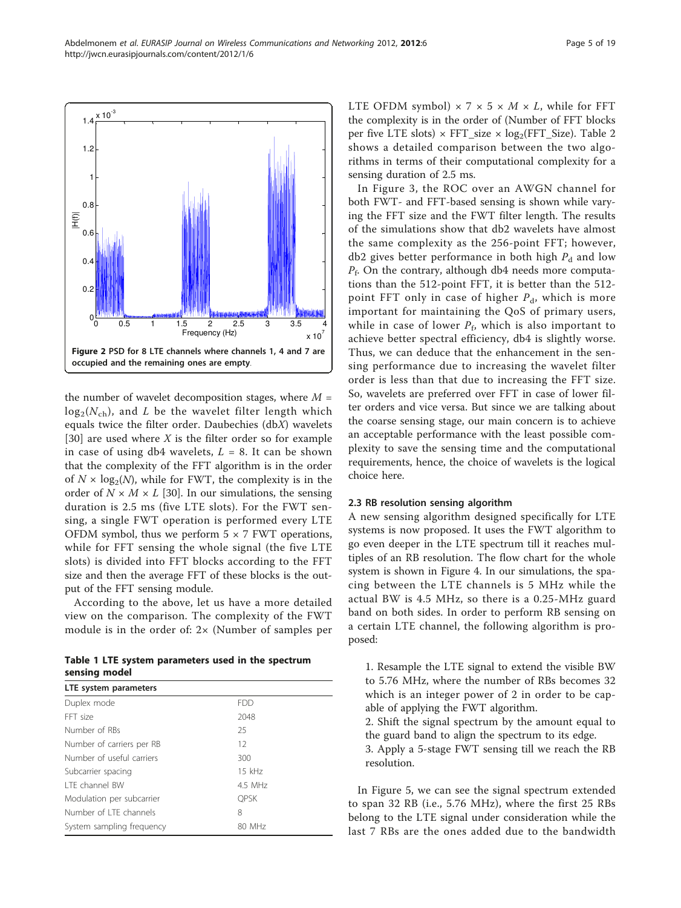Figure 2 PSD for 8 LTE channels where channels 1, 4 and 7 are occupied and the remaining ones are empty.

the number of wavelet decomposition stages, where $M = \log_2(N_{ch})$, and $L$ be the wavelet filter length which equals twice the filter order. Daubechies (db$X$) wavelets [30] are used where $X$ is the filter order so for example in case of using db4 wavelets, $L = 8$. It can be shown that the complexity of the FFT algorithm is in the order of $N \times \log_2(N)$, while for FWT, the complexity is in the order of $N \times M \times L$ [30]. In our simulations, the sensing duration is 2.5 ms (five LTE slots). For the FWT sensing, a single FWT operation is performed every LTE OFDM symbol, thus we perform $5 \times 7$ FWT operations, while for FFT sensing the whole signal (the five LTE slots) is divided into FFT blocks according to the FFT size and then the average FFT of these blocks is the output of the FFT sensing module.

According to the above, let us have a more detailed view on the comparison. The complexity of the FWT module is in the order of: 2× (Number of samples per LTE OFDM symbol) × 7 × 5 × $M$ × $L$, while for FFT the complexity is in the order of (Number of FFT blocks per five LTE slots) × FFT_size × $\log_2$(FFT_Size). Table 2 shows a detailed comparison between the two algorithms in terms of their computational complexity for a sensing duration of 2.5 ms.

In Figure 3, the ROC over an AWGN channel for both FWT- and FFT-based sensing is shown while varying the FFT size and the FWT filter length. The results of the simulations show that db2 wavelets have almost the same complexity as the 256-point FFT; however, db2 gives better performance in both high $P_d$ and low $P_f$. On the contrary, although db4 needs more computations than the 512-point FFT, it is better than the 512-point FFT only in case of higher $P_d$, which is more important for maintaining the QoS of primary users, while in case of lower $P_f$, which is also important to achieve better spectral efficiency, db4 is slightly worse. Thus, we can deduce that the enhancement in the sensing performance due to increasing the wavelet filter order is less than that due to increasing the FFT size. So, wavelets are preferred over FFT in case of lower filter orders and vice versa. But since we are talking about the coarse sensing stage, our main concern is to achieve an acceptable performance with the least possible complexity to save the sensing time and the computational requirements, hence, the choice of wavelets is the logical choice here.

**Table 1 LTE system parameters used in the spectrum sensing model**

| LTE system parameters | |
|---|---|
| Duplex mode | FDD |
| FFT size | 2048 |
| Number of RBs | 25 |
| Number of carriers per RB | 12 |
| Number of useful carriers | 300 |
| Subcarrier spacing | 15 kHz |
| LTE channel BW | 4.5 MHz |
| Modulation per subcarrier | QPSK |
| Number of LTE channels | 8 |
| System sampling frequency | 80 MHz |

### 2.3 RB resolution sensing algorithm

A new sensing algorithm designed specifically for LTE systems is now proposed. It uses the FWT algorithm to go even deeper in the LTE spectrum till it reaches multiples of an RB resolution. The flow chart for the whole system is shown in Figure 4. In our simulations, the spacing between the LTE channels is 5 MHz while the actual BW is 4.5 MHz, so there is a 0.25-MHz guard band on both sides. In order to perform RB sensing on a certain LTE channel, the following algorithm is proposed:

1. Resample the LTE signal to extend the visible BW to 5.76 MHz, where the number of RBs becomes 32 which is an integer power of 2 in order to be capable of applying the FWT algorithm.
2. Shift the signal spectrum by the amount equal to the guard band to align the spectrum to its edge.
3. Apply a 5-stage FWT sensing till we reach the RB resolution.

In Figure 5, we can see the signal spectrum extended to span 32 RB (i.e., 5.76 MHz), where the first 25 RBs belong to the LTE signal under consideration while the last 7 RBs are the ones added due to the bandwidth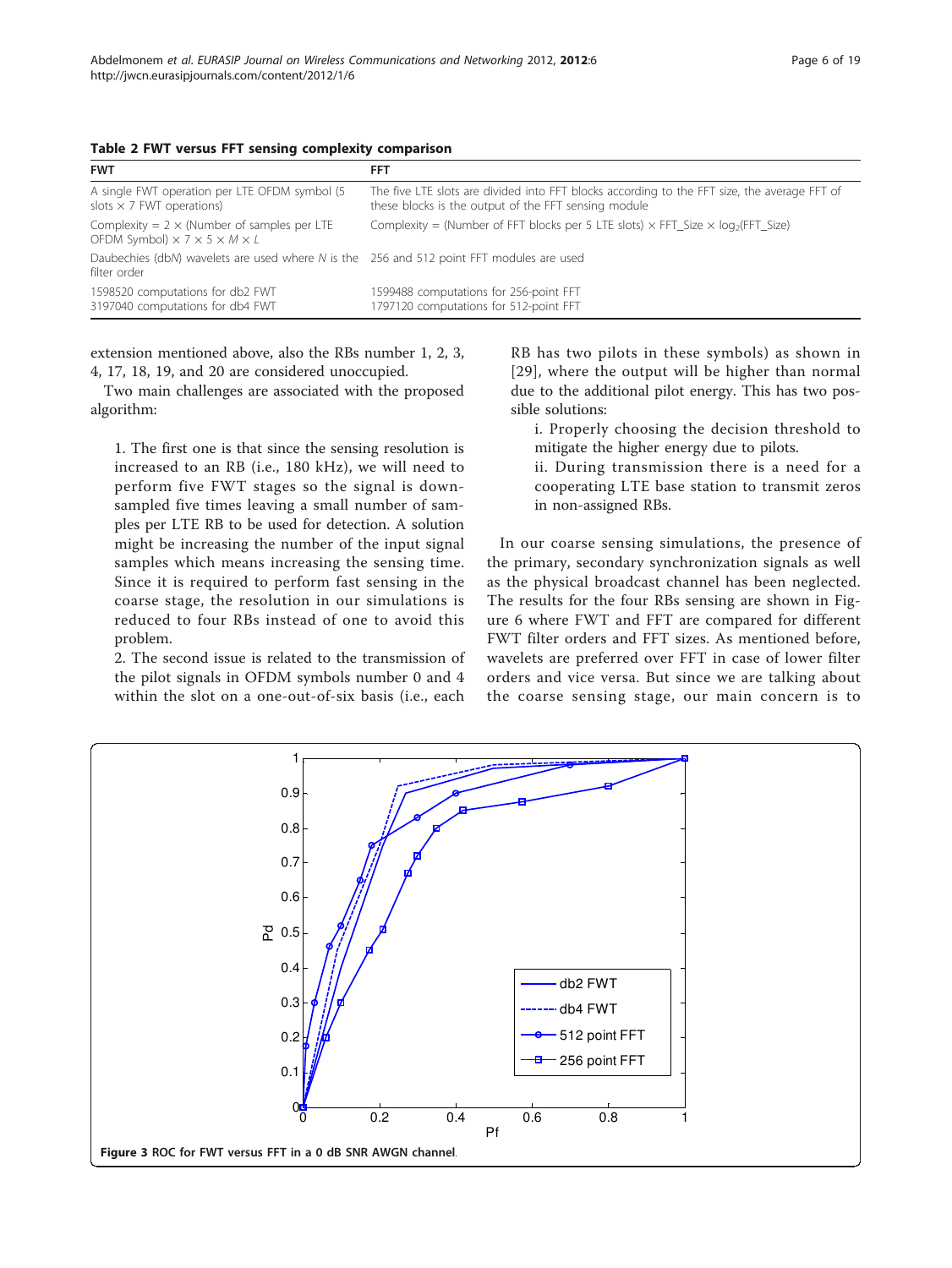**Table 2 FWT versus FFT sensing complexity comparison**

| FWT | FFT |
|---|---|
| A single FWT operation per LTE OFDM symbol (5 slots × 7 FWT operations) | The five LTE slots are divided into FFT blocks according to the FFT size, the average FFT of these blocks is the output of the FFT sensing module |
| Complexity = 2 × (Number of samples per LTE OFDM Symbol) × 7 × 5 × $M$ × $L$ | Complexity = (Number of FFT blocks per 5 LTE slots) × FFT_Size × $\log_2$(FFT_Size) |
| Daubechies (db$N$) wavelets are used where $N$ is the filter order | 256 and 512 point FFT modules are used |
| 1598520 computations for db2 FWT<br>3197040 computations for db4 FWT | 1599488 computations for 256-point FFT<br>1797120 computations for 512-point FFT |

extension mentioned above, also the RBs number 1, 2, 3, 4, 17, 18, 19, and 20 are considered unoccupied.

Two main challenges are associated with the proposed algorithm:

1. The first one is that since the sensing resolution is increased to an RB (i.e., 180 kHz), we will need to perform five FWT stages so the signal is down-sampled five times leaving a small number of samples per LTE RB to be used for detection. A solution might be increasing the number of the input signal samples which means increasing the sensing time. Since it is required to perform fast sensing in the coarse stage, the resolution in our simulations is reduced to four RBs instead of one to avoid this problem.
2. The second issue is related to the transmission of the pilot signals in OFDM symbols number 0 and 4 within the slot on a one-out-of-six basis (i.e., each RB has two pilots in these symbols) as shown in [29], where the output will be higher than normal due to the additional pilot energy. This has two possible solutions:
   i. Properly choosing the decision threshold to mitigate the higher energy due to pilots.
   ii. During transmission there is a need for a cooperating LTE base station to transmit zeros in non-assigned RBs.

In our coarse sensing simulations, the presence of the primary, secondary synchronization signals as well as the physical broadcast channel has been neglected. The results for the four RBs sensing are shown in Figure 6 where FWT and FFT are compared for different FWT filter orders and FFT sizes. As mentioned before, wavelets are preferred over FFT in case of lower filter orders and vice versa. But since we are talking about the coarse sensing stage, our main concern is to

**Figure 3 ROC for FWT versus FFT in a 0 dB SNR AWGN channel.**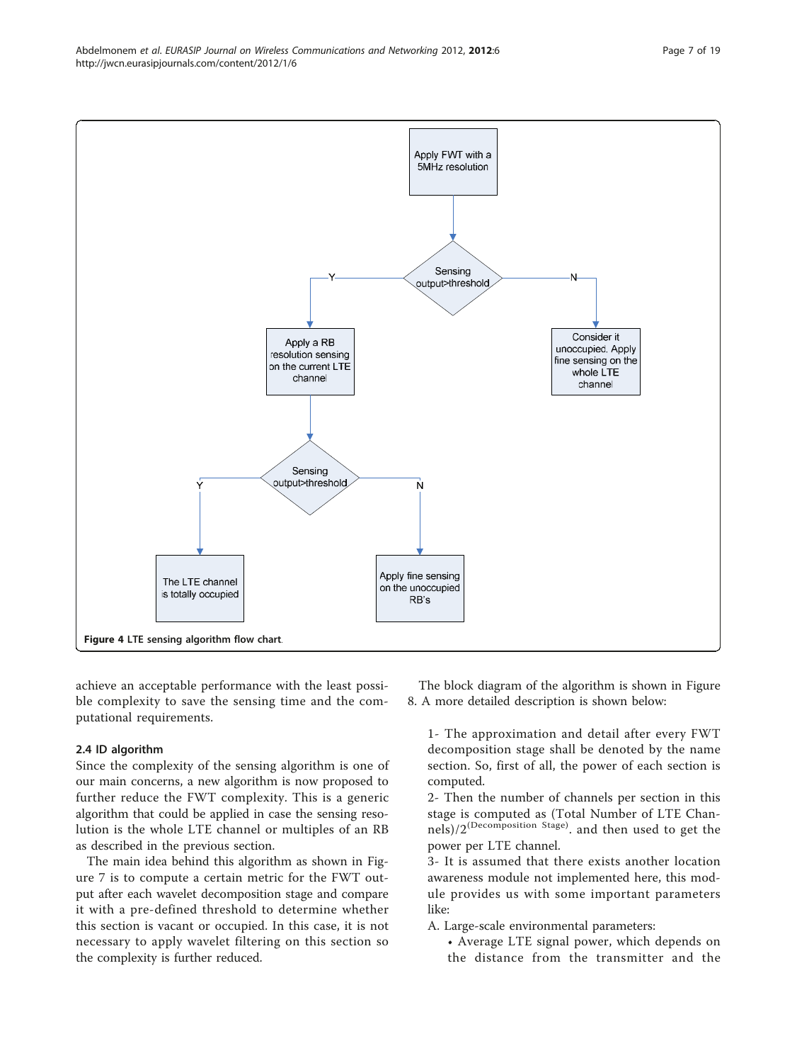Figure 4 LTE sensing algorithm flow chart.

achieve an acceptable performance with the least possible complexity to save the sensing time and the computational requirements.

### 2.4 ID algorithm

Since the complexity of the sensing algorithm is one of our main concerns, a new algorithm is now proposed to further reduce the FWT complexity. This is a generic algorithm that could be applied in case the sensing resolution is the whole LTE channel or multiples of an RB as described in the previous section.

The main idea behind this algorithm as shown in Figure 7 is to compute a certain metric for the FWT output after each wavelet decomposition stage and compare it with a pre-defined threshold to determine whether this section is vacant or occupied. In this case, it is not necessary to apply wavelet filtering on this section so the complexity is further reduced.

The block diagram of the algorithm is shown in Figure 8. A more detailed description is shown below:

1- The approximation and detail after every FWT decomposition stage shall be denoted by the name section. So, first of all, the power of each section is computed.

2- Then the number of channels per section in this stage is computed as (Total Number of LTE Channels)/$2^{(\text{Decomposition Stage})}$. and then used to get the power per LTE channel.

3- It is assumed that there exists another location awareness module not implemented here, this module provides us with some important parameters like:

A. Large-scale environmental parameters:

- Average LTE signal power, which depends on the distance from the transmitter and the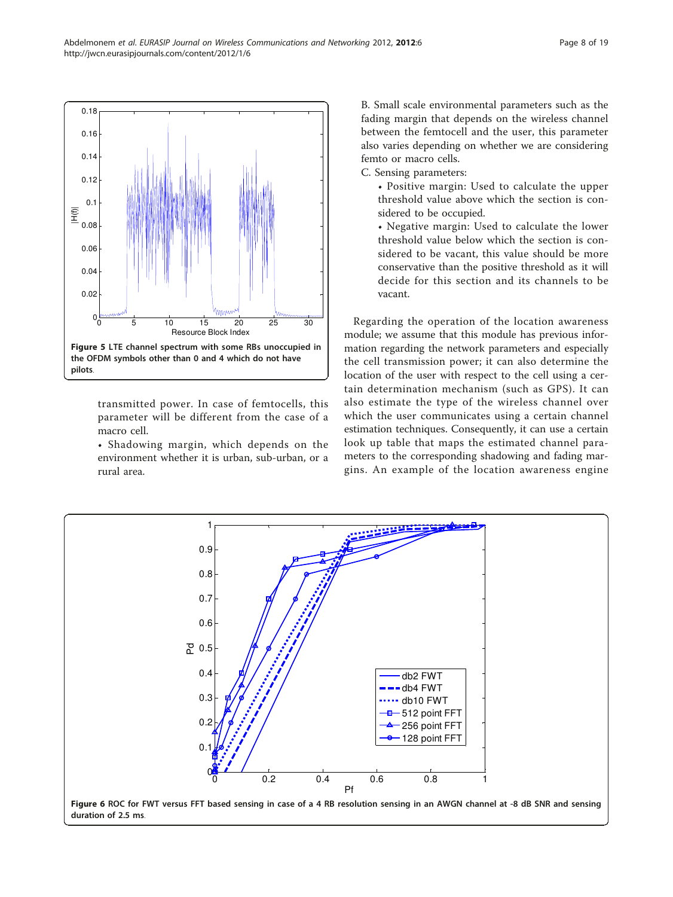transmitted power. In case of femtocells, this parameter will be different from the case of a macro cell.

- Shadowing margin, which depends on the environment whether it is urban, sub-urban, or a rural area.

Figure 5 LTE channel spectrum with some RBs unoccupied in the OFDM symbols other than 0 and 4 which do not have pilots.

B. Small scale environmental parameters such as the fading margin that depends on the wireless channel between the femtocell and the user, this parameter also varies depending on whether we are considering femto or macro cells.

C. Sensing parameters:

- Positive margin: Used to calculate the upper threshold value above which the section is considered to be occupied.
- Negative margin: Used to calculate the lower threshold value below which the section is considered to be vacant, this value should be more conservative than the positive threshold as it will decide for this section and its channels to be vacant.

Regarding the operation of the location awareness module; we assume that this module has previous information regarding the network parameters and especially the cell transmission power; it can also determine the location of the user with respect to the cell using a certain determination mechanism (such as GPS). It can also estimate the type of the wireless channel over which the user communicates using a certain channel estimation techniques. Consequently, it can use a certain look up table that maps the estimated channel parameters to the corresponding shadowing and fading margins. An example of the location awareness engine

Figure 6 ROC for FWT versus FFT based sensing in case of a 4 RB resolution sensing in an AWGN channel at -8 dB SNR and sensing duration of 2.5 ms.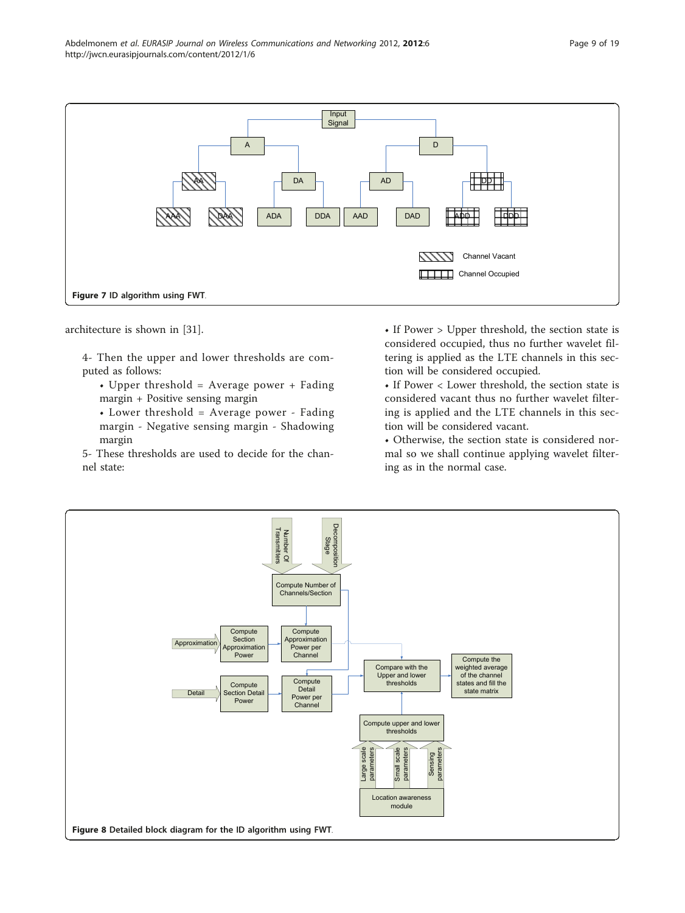Figure 7 ID algorithm using FWT.

architecture is shown in [31].

4- Then the upper and lower thresholds are computed as follows:

- Upper threshold = Average power + Fading margin + Positive sensing margin
- Lower threshold = Average power - Fading margin - Negative sensing margin - Shadowing margin

5- These thresholds are used to decide for the channel state:

- If Power > Upper threshold, the section state is considered occupied, thus no further wavelet filtering is applied as the LTE channels in this section will be considered occupied.
- If Power < Lower threshold, the section state is considered vacant thus no further wavelet filtering is applied and the LTE channels in this section will be considered vacant.
- Otherwise, the section state is considered normal so we shall continue applying wavelet filtering as in the normal case.

Figure 8 Detailed block diagram for the ID algorithm using FWT.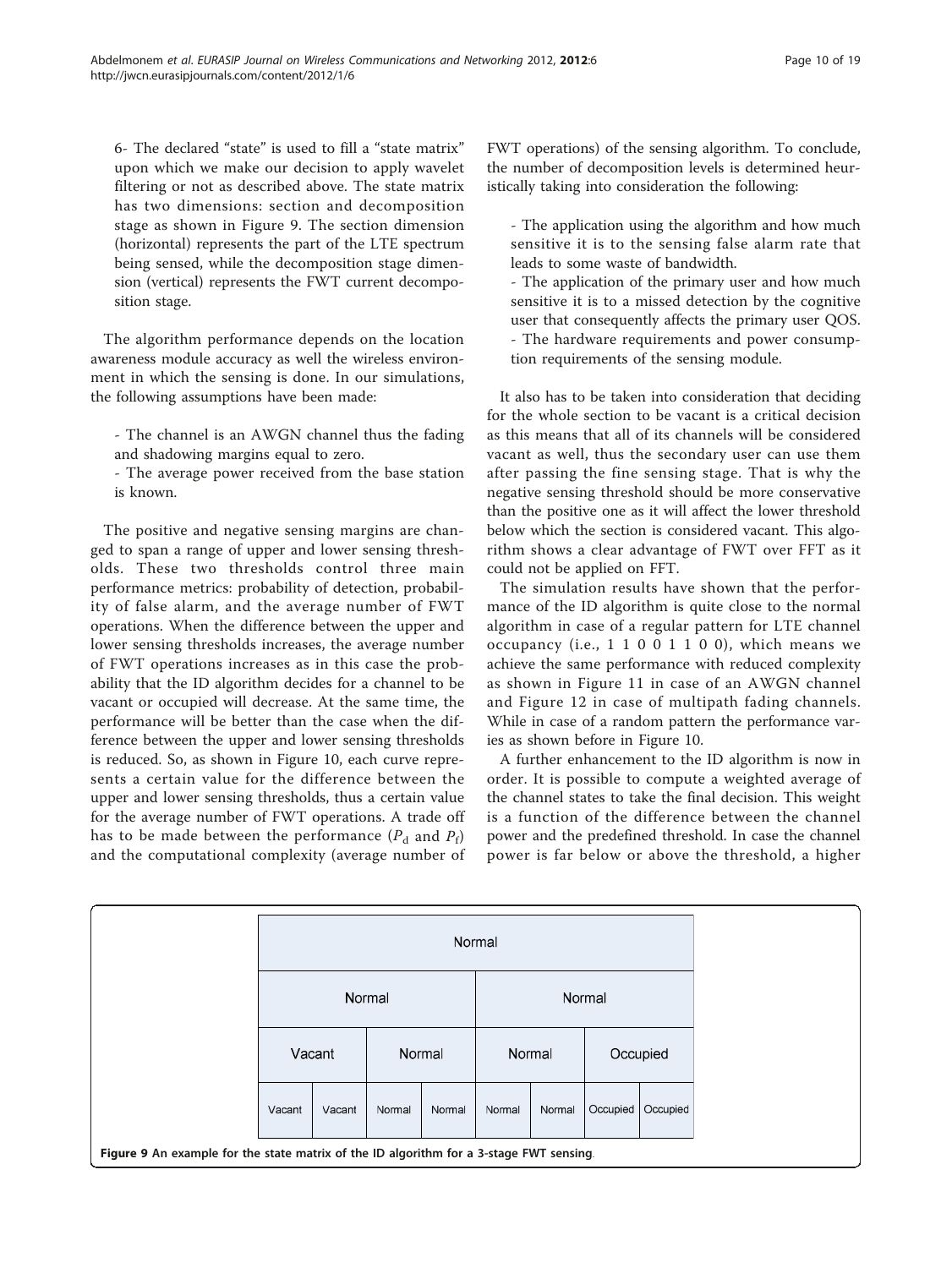6- The declared "state" is used to fill a "state matrix" upon which we make our decision to apply wavelet filtering or not as described above. The state matrix has two dimensions: section and decomposition stage as shown in Figure 9. The section dimension (horizontal) represents the part of the LTE spectrum being sensed, while the decomposition stage dimension (vertical) represents the FWT current decomposition stage.

The algorithm performance depends on the location awareness module accuracy as well the wireless environment in which the sensing is done. In our simulations, the following assumptions have been made:

- The channel is an AWGN channel thus the fading and shadowing margins equal to zero.
- The average power received from the base station is known.

The positive and negative sensing margins are changed to span a range of upper and lower sensing thresholds. These two thresholds control three main performance metrics: probability of detection, probability of false alarm, and the average number of FWT operations. When the difference between the upper and lower sensing thresholds increases, the average number of FWT operations increases as in this case the probability that the ID algorithm decides for a channel to be vacant or occupied will decrease. At the same time, the performance will be better than the case when the difference between the upper and lower sensing thresholds is reduced. So, as shown in Figure 10, each curve represents a certain value for the difference between the upper and lower sensing thresholds, thus a certain value for the average number of FWT operations. A trade off has to be made between the performance ($P_d$ and $P_f$) and the computational complexity (average number of FWT operations) of the sensing algorithm. To conclude, the number of decomposition levels is determined heuristically taking into consideration the following:

- The application using the algorithm and how much sensitive it is to the sensing false alarm rate that leads to some waste of bandwidth.
- The application of the primary user and how much sensitive it is to a missed detection by the cognitive user that consequently affects the primary user QOS.
- The hardware requirements and power consumption requirements of the sensing module.

It also has to be taken into consideration that deciding for the whole section to be vacant is a critical decision as this means that all of its channels will be considered vacant as well, thus the secondary user can use them after passing the fine sensing stage. That is why the negative sensing threshold should be more conservative than the positive one as it will affect the lower threshold below which the section is considered vacant. This algorithm shows a clear advantage of FWT over FFT as it could not be applied on FFT.

The simulation results have shown that the performance of the ID algorithm is quite close to the normal algorithm in case of a regular pattern for LTE channel occupancy (i.e., 1 1 0 0 1 1 0 0), which means we achieve the same performance with reduced complexity as shown in Figure 11 in case of an AWGN channel and Figure 12 in case of multipath fading channels. While in case of a random pattern the performance varies as shown before in Figure 10.

A further enhancement to the ID algorithm is now in order. It is possible to compute a weighted average of the channel states to take the final decision. This weight is a function of the difference between the channel power and the predefined threshold. In case the channel power is far below or above the threshold, a higher

| Normal | | | | | | | |
|---|---|---|---|---|---|---|---|
| Normal | | | | Normal | | | |
| Vacant | | Normal | | Normal | | Occupied | |
| Vacant | Vacant | Normal | Normal | Normal | Normal | Occupied | Occupied |

**Figure 9 An example for the state matrix of the ID algorithm for a 3-stage FWT sensing.**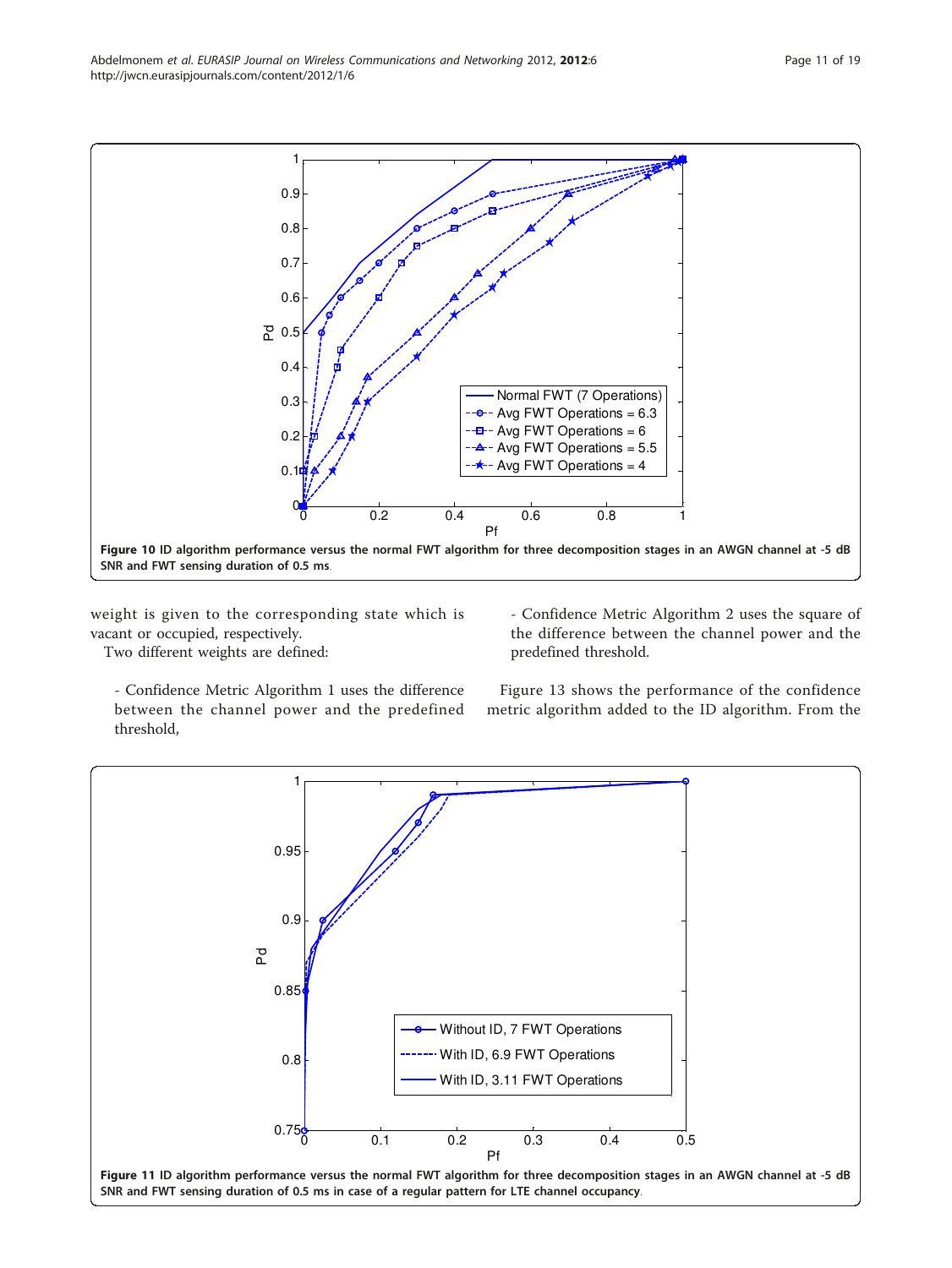Figure 10 ID algorithm performance versus the normal FWT algorithm for three decomposition stages in an AWGN channel at -5 dB SNR and FWT sensing duration of 0.5 ms.

weight is given to the corresponding state which is vacant or occupied, respectively.

Two different weights are defined:

- Confidence Metric Algorithm 1 uses the difference between the channel power and the predefined threshold,

- Confidence Metric Algorithm 2 uses the square of the difference between the channel power and the predefined threshold.

Figure 13 shows the performance of the confidence metric algorithm added to the ID algorithm. From the

Figure 11 ID algorithm performance versus the normal FWT algorithm for three decomposition stages in an AWGN channel at -5 dB SNR and FWT sensing duration of 0.5 ms in case of a regular pattern for LTE channel occupancy.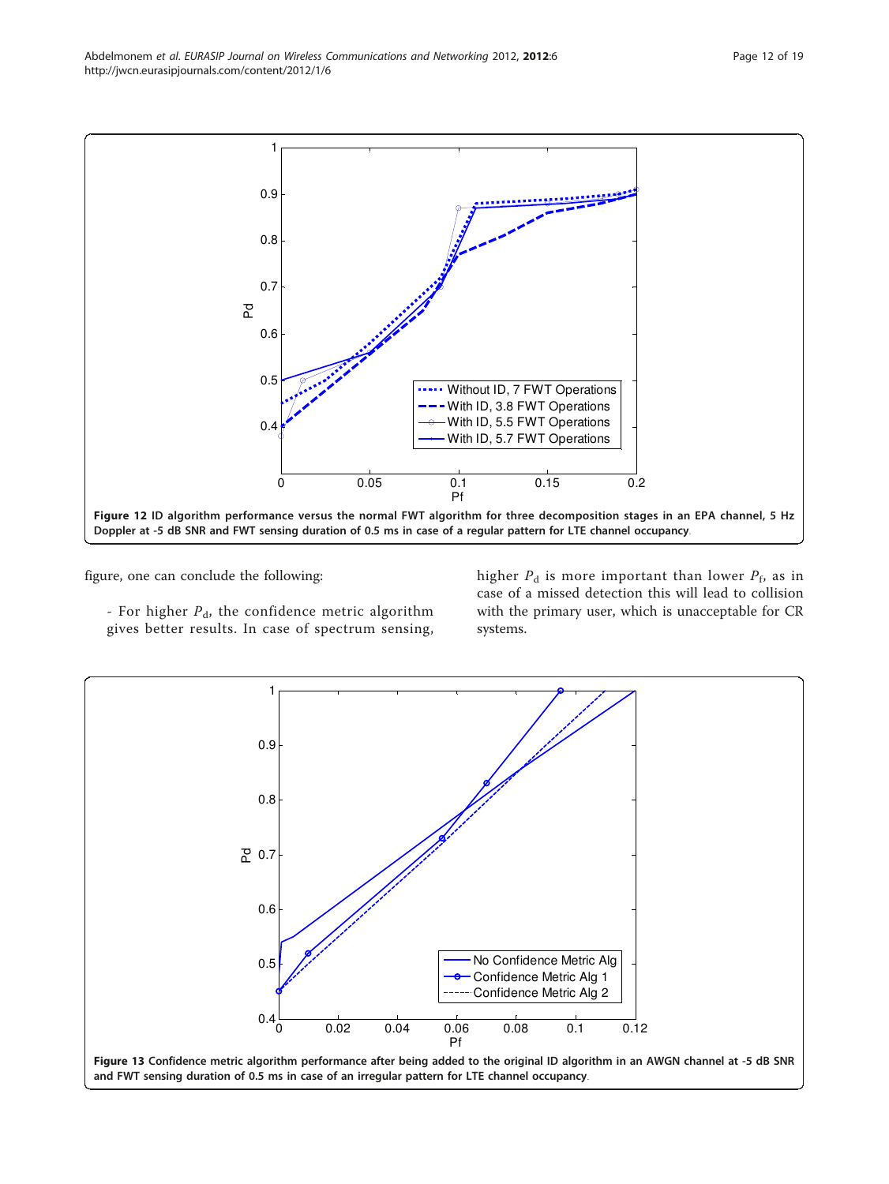Figure 12 ID algorithm performance versus the normal FWT algorithm for three decomposition stages in an EPA channel, 5 Hz Doppler at -5 dB SNR and FWT sensing duration of 0.5 ms in case of a regular pattern for LTE channel occupancy.

figure, one can conclude the following:

- For higher $P_d$, the confidence metric algorithm gives better results. In case of spectrum sensing, higher $P_d$ is more important than lower $P_f$, as in case of a missed detection this will lead to collision with the primary user, which is unacceptable for CR systems.

Figure 13 Confidence metric algorithm performance after being added to the original ID algorithm in an AWGN channel at -5 dB SNR and FWT sensing duration of 0.5 ms in case of an irregular pattern for LTE channel occupancy.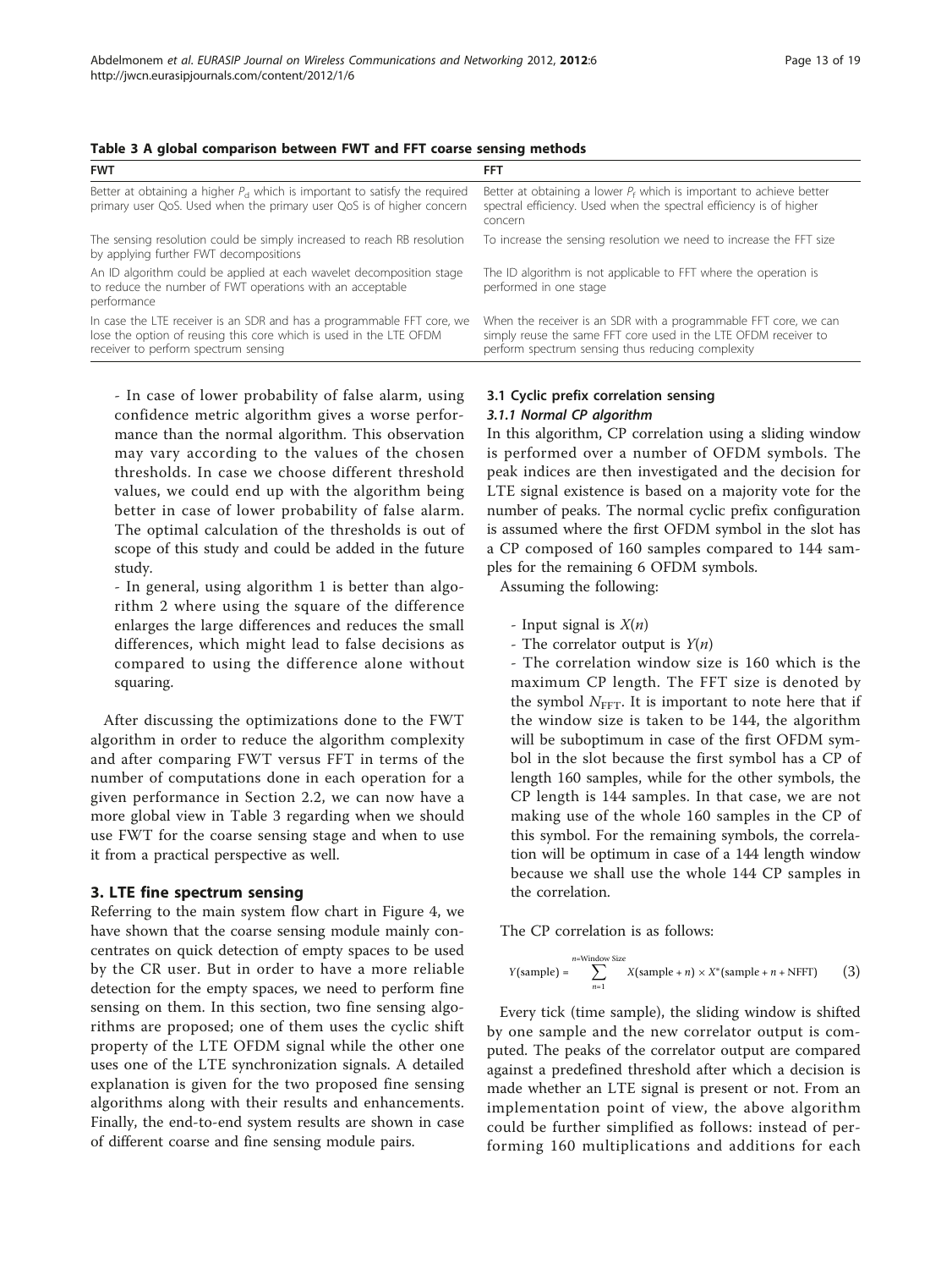**Table 3 A global comparison between FWT and FFT coarse sensing methods**

| FWT | FFT |
| --- | --- |
| Better at obtaining a higher $P_d$ which is important to satisfy the required primary user QoS. Used when the primary user QoS is of higher concern | Better at obtaining a lower $P_f$ which is important to achieve better spectral efficiency. Used when the spectral efficiency is of higher concern |
| The sensing resolution could be simply increased to reach RB resolution by applying further FWT decompositions | To increase the sensing resolution we need to increase the FFT size |
| An ID algorithm could be applied at each wavelet decomposition stage to reduce the number of FWT operations with an acceptable performance | The ID algorithm is not applicable to FFT where the operation is performed in one stage |
| In case the LTE receiver is an SDR and has a programmable FFT core, we lose the option of reusing this core which is used in the LTE OFDM receiver to perform spectrum sensing | When the receiver is an SDR with a programmable FFT core, we can simply reuse the same FFT core used in the LTE OFDM receiver to perform spectrum sensing thus reducing complexity |

- In case of lower probability of false alarm, using confidence metric algorithm gives a worse performance than the normal algorithm. This observation may vary according to the values of the chosen thresholds. In case we choose different threshold values, we could end up with the algorithm being better in case of lower probability of false alarm. The optimal calculation of the thresholds is out of scope of this study and could be added in the future study.
- In general, using algorithm 1 is better than algorithm 2 where using the square of the difference enlarges the large differences and reduces the small differences, which might lead to false decisions as compared to using the difference alone without squaring.

After discussing the optimizations done to the FWT algorithm in order to reduce the algorithm complexity and after comparing FWT versus FFT in terms of the number of computations done in each operation for a given performance in Section 2.2, we can now have a more global view in Table 3 regarding when we should use FWT for the coarse sensing stage and when to use it from a practical perspective as well.

## 3. LTE fine spectrum sensing

Referring to the main system flow chart in Figure 4, we have shown that the coarse sensing module mainly concentrates on quick detection of empty spaces to be used by the CR user. But in order to have a more reliable detection for the empty spaces, we need to perform fine sensing on them. In this section, two fine sensing algorithms are proposed; one of them uses the cyclic shift property of the LTE OFDM signal while the other one uses one of the LTE synchronization signals. A detailed explanation is given for the two proposed fine sensing algorithms along with their results and enhancements. Finally, the end-to-end system results are shown in case of different coarse and fine sensing module pairs.

### 3.1 Cyclic prefix correlation sensing

#### *3.1.1 Normal CP algorithm*

In this algorithm, CP correlation using a sliding window is performed over a number of OFDM symbols. The peak indices are then investigated and the decision for LTE signal existence is based on a majority vote for the number of peaks. The normal cyclic prefix configuration is assumed where the first OFDM symbol in the slot has a CP composed of 160 samples compared to 144 samples for the remaining 6 OFDM symbols.

Assuming the following:

- Input signal is $X(n)$
- The correlator output is $Y(n)$
- The correlation window size is 160 which is the maximum CP length. The FFT size is denoted by the symbol $N_{\text{FFT}}$. It is important to note here that if the window size is taken to be 144, the algorithm will be suboptimum in case of the first OFDM symbol in the slot because the first symbol has a CP of length 160 samples, while for the other symbols, the CP length is 144 samples. In that case, we are not making use of the whole 160 samples in the CP of this symbol. For the remaining symbols, the correlation will be optimum in case of a 144 length window because we shall use the whole 144 CP samples in the correlation.

The CP correlation is as follows:

$$Y(\text{sample}) = \sum_{n=1}^{n=\text{Window Size}} X(\text{sample} + n) \times X^{*}(\text{sample} + n + \text{NFFT}) \tag{3}$$

Every tick (time sample), the sliding window is shifted by one sample and the new correlator output is computed. The peaks of the correlator output are compared against a predefined threshold after which a decision is made whether an LTE signal is present or not. From an implementation point of view, the above algorithm could be further simplified as follows: instead of performing 160 multiplications and additions for each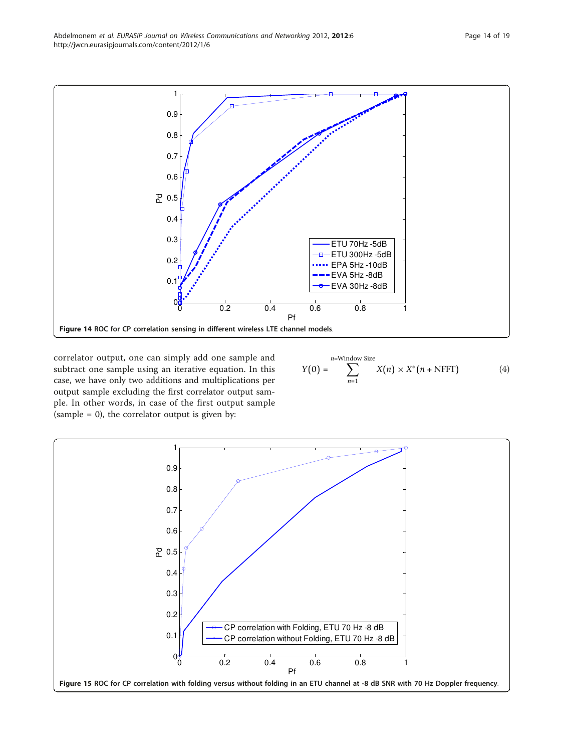**Figure 14 ROC for CP correlation sensing in different wireless LTE channel models.**

correlator output, one can simply add one sample and subtract one sample using an iterative equation. In this case, we have only two additions and multiplications per output sample excluding the first correlator output sample. In other words, in case of the first output sample (sample = 0), the correlator output is given by:

$$Y(0) = \sum_{n=1}^{n=\text{Window Size}} X(n) \times X^{*}(n + \text{NFFT}) \quad (4)$$

**Figure 15 ROC for CP correlation with folding versus without folding in an ETU channel at -8 dB SNR with 70 Hz Doppler frequency.**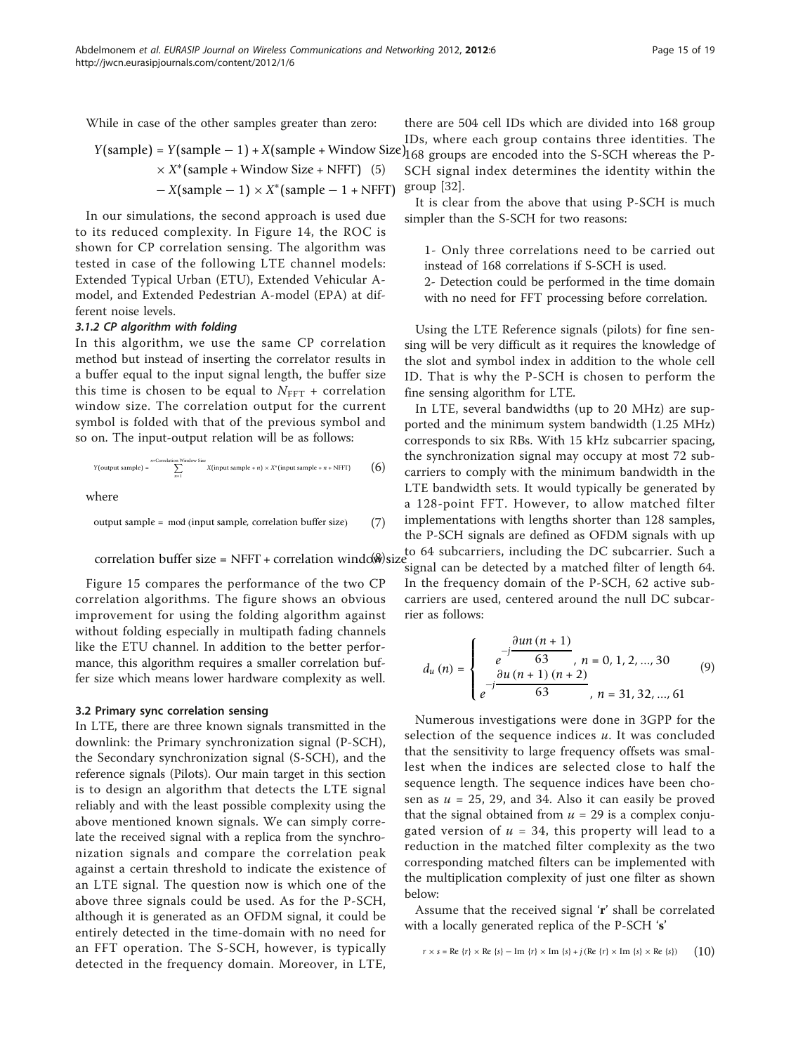While in case of the other samples greater than zero:

$$
\begin{aligned}
Y(\text{sample}) = {} & Y(\text{sample} - 1) + X(\text{sample} + \text{Window Size}) \\
& \times X^{*}(\text{sample} + \text{Window Size} + \text{NFFT}) \quad (5) \\
& - X(\text{sample} - 1) \times X^{*}(\text{sample} - 1 + \text{NFFT})
\end{aligned}
$$

In our simulations, the second approach is used due to its reduced complexity. In Figure 14, the ROC is shown for CP correlation sensing. The algorithm was tested in case of the following LTE channel models: Extended Typical Urban (ETU), Extended Vehicular A-model, and Extended Pedestrian A-model (EPA) at different noise levels.

#### 3.1.2 CP algorithm with folding

In this algorithm, we use the same CP correlation method but instead of inserting the correlator results in a buffer equal to the input signal length, the buffer size this time is chosen to be equal to $N_{\text{FFT}}$ + correlation window size. The correlation output for the current symbol is folded with that of the previous symbol and so on. The input-output relation will be as follows:

$$
Y(\text{output sample}) = \sum_{n=1}^{n=\text{Correlation Window Size}} X(\text{input sample} + n) \times X^{*}(\text{input sample} + n + \text{NFFT}) \quad (6)
$$

where

$$
\text{output sample} = \bmod(\text{input sample, correlation buffer size}) \quad (7)
$$

$$
\text{correlation buffer size} = \text{NFFT} + \text{correlation window size} \quad (8)
$$

Figure 15 compares the performance of the two CP correlation algorithms. The figure shows an obvious improvement for using the folding algorithm against without folding especially in multipath fading channels like the ETU channel. In addition to the better performance, this algorithm requires a smaller correlation buffer size which means lower hardware complexity as well.

### 3.2 Primary sync correlation sensing

In LTE, there are three known signals transmitted in the downlink: the Primary synchronization signal (P-SCH), the Secondary synchronization signal (S-SCH), and the reference signals (Pilots). Our main target in this section is to design an algorithm that detects the LTE signal reliably and with the least possible complexity using the above mentioned known signals. We can simply correlate the received signal with a replica from the synchronization signals and compare the correlation peak against a certain threshold to indicate the existence of an LTE signal. The question now is which one of the above three signals could be used. As for the P-SCH, although it is generated as an OFDM signal, it could be entirely detected in the time-domain with no need for an FFT operation. The S-SCH, however, is typically detected in the frequency domain. Moreover, in LTE, there are 504 cell IDs which are divided into 168 group IDs, where each group contains three identities. The 168 groups are encoded into the S-SCH whereas the P-SCH signal index determines the identity within the group [32].

It is clear from the above that using P-SCH is much simpler than the S-SCH for two reasons:

1- Only three correlations need to be carried out instead of 168 correlations if S-SCH is used.

2- Detection could be performed in the time domain with no need for FFT processing before correlation.

Using the LTE Reference signals (pilots) for fine sensing will be very difficult as it requires the knowledge of the slot and symbol index in addition to the whole cell ID. That is why the P-SCH is chosen to perform the fine sensing algorithm for LTE.

In LTE, several bandwidths (up to 20 MHz) are supported and the minimum system bandwidth (1.25 MHz) corresponds to six RBs. With 15 kHz subcarrier spacing, the synchronization signal may occupy at most 72 subcarriers to comply with the minimum bandwidth in the LTE bandwidth sets. It would typically be generated by a 128-point FFT. However, to allow matched filter implementations with lengths shorter than 128 samples, the P-SCH signals are defined as OFDM signals with up to 64 subcarriers, including the DC subcarrier. Such a signal can be detected by a matched filter of length 64. In the frequency domain of the P-SCH, 62 active subcarriers are used, centered around the null DC subcarrier as follows:

$$
d_u(n) = \begin{cases} e^{-j\frac{\partial u n(n+1)}{63}}, & n = 0, 1, 2, \ldots, 30 \\ e^{-j\frac{\partial u(n+1)(n+2)}{63}}, & n = 31, 32, \ldots, 61 \end{cases} \quad (9)
$$

Numerous investigations were done in 3GPP for the selection of the sequence indices $u$. It was concluded that the sensitivity to large frequency offsets was smallest when the indices are selected close to half the sequence length. The sequence indices have been chosen as $u$ = 25, 29, and 34. Also it can easily be proved that the signal obtained from $u$ = 29 is a complex conjugated version of $u$ = 34, this property will lead to a reduction in the matched filter complexity as the two corresponding matched filters can be implemented with the multiplication complexity of just one filter as shown below:

Assume that the received signal '**r**' shall be correlated with a locally generated replica of the P-SCH '**s**'

$$
r \times s = \text{Re}\{r\} \times \text{Re}\{s\} - \text{Im}\{r\} \times \text{Im}\{s\} + j(\text{Re}\{r\} \times \text{Im}\{s\} \times \text{Re}\{s\}) \quad (10)
$$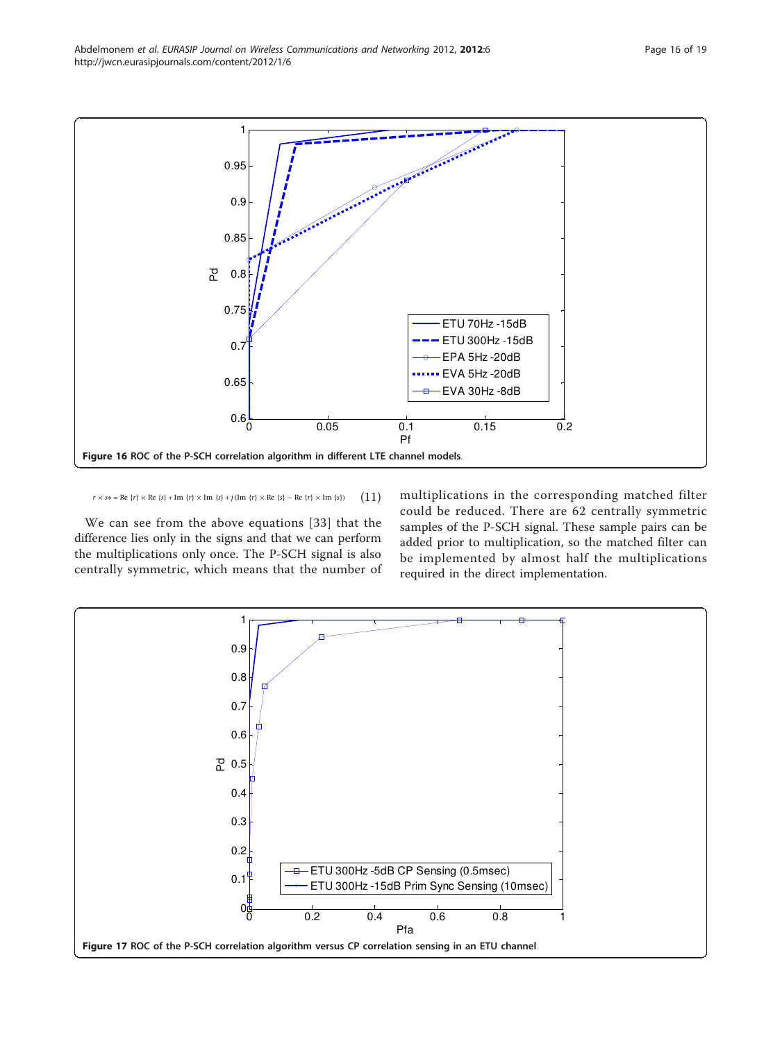Figure 16 ROC of the P-SCH correlation algorithm in different LTE channel models.

$$r \times s* = \mathrm{Re}\{r\} \times \mathrm{Re}\{s\} + \mathrm{Im}\{r\} \times \mathrm{Im}\{s\} + j(\mathrm{Im}\{r\} \times \mathrm{Re}\{s\} - \mathrm{Re}\{r\} \times \mathrm{Im}\{s\}) \quad (11)$$

We can see from the above equations [33] that the difference lies only in the signs and that we can perform the multiplications only once. The P-SCH signal is also centrally symmetric, which means that the number of multiplications in the corresponding matched filter could be reduced. There are 62 centrally symmetric samples of the P-SCH signal. These sample pairs can be added prior to multiplication, so the matched filter can be implemented by almost half the multiplications required in the direct implementation.

Figure 17 ROC of the P-SCH correlation algorithm versus CP correlation sensing in an ETU channel.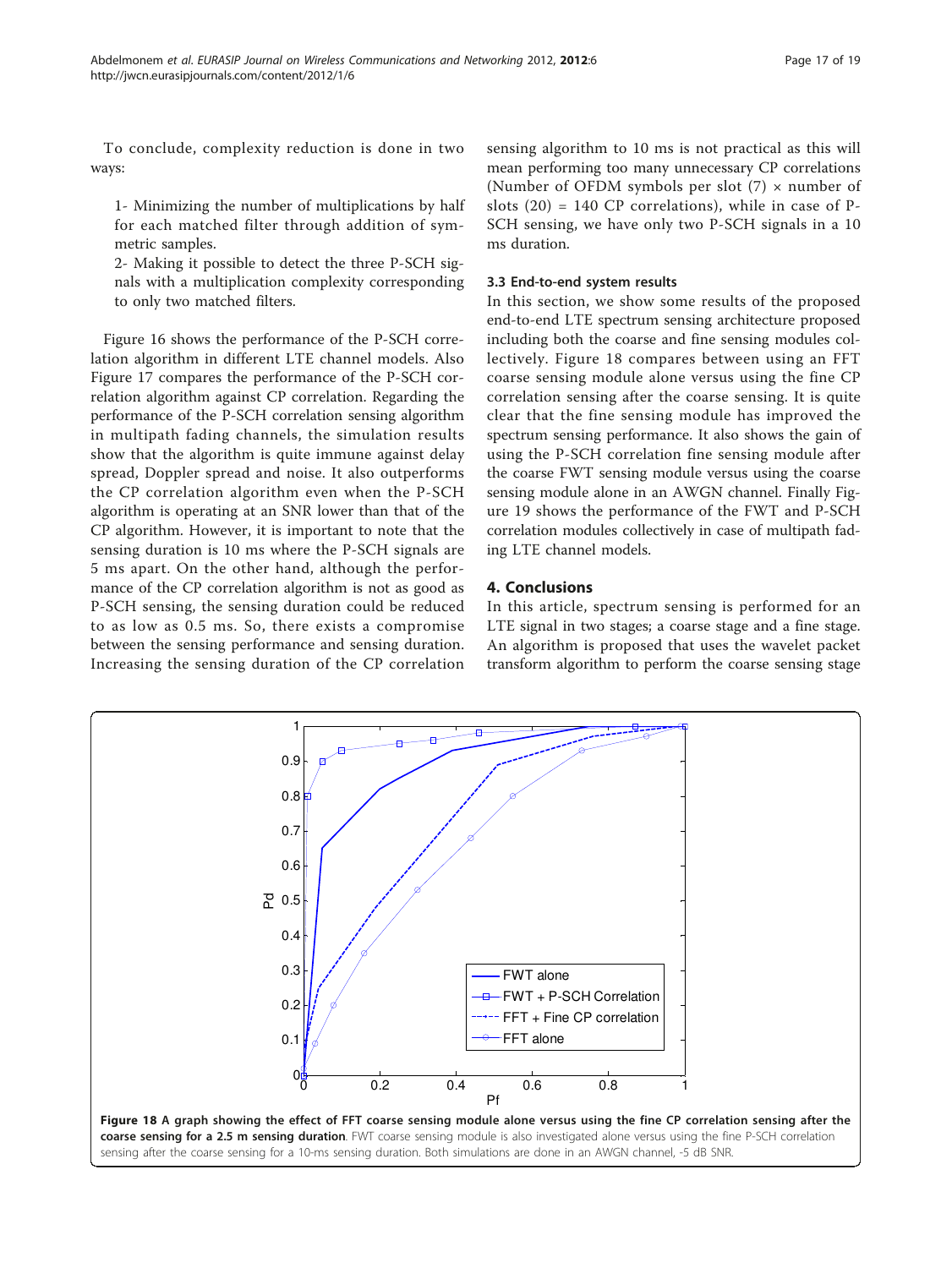To conclude, complexity reduction is done in two ways:

1- Minimizing the number of multiplications by half for each matched filter through addition of symmetric samples.

2- Making it possible to detect the three P-SCH signals with a multiplication complexity corresponding to only two matched filters.

Figure 16 shows the performance of the P-SCH correlation algorithm in different LTE channel models. Also Figure 17 compares the performance of the P-SCH correlation algorithm against CP correlation. Regarding the performance of the P-SCH correlation sensing algorithm in multipath fading channels, the simulation results show that the algorithm is quite immune against delay spread, Doppler spread and noise. It also outperforms the CP correlation algorithm even when the P-SCH algorithm is operating at an SNR lower than that of the CP algorithm. However, it is important to note that the sensing duration is 10 ms where the P-SCH signals are 5 ms apart. On the other hand, although the performance of the CP correlation algorithm is not as good as P-SCH sensing, the sensing duration could be reduced to as low as 0.5 ms. So, there exists a compromise between the sensing performance and sensing duration. Increasing the sensing duration of the CP correlation sensing algorithm to 10 ms is not practical as this will mean performing too many unnecessary CP correlations (Number of OFDM symbols per slot (7) × number of slots (20) = 140 CP correlations), while in case of P-SCH sensing, we have only two P-SCH signals in a 10 ms duration.

### 3.3 End-to-end system results

In this section, we show some results of the proposed end-to-end LTE spectrum sensing architecture proposed including both the coarse and fine sensing modules collectively. Figure 18 compares between using an FFT coarse sensing module alone versus using the fine CP correlation sensing after the coarse sensing. It is quite clear that the fine sensing module has improved the spectrum sensing performance. It also shows the gain of using the P-SCH correlation fine sensing module after the coarse FWT sensing module versus using the coarse sensing module alone in an AWGN channel. Finally Figure 19 shows the performance of the FWT and P-SCH correlation modules collectively in case of multipath fading LTE channel models.

## 4. Conclusions

In this article, spectrum sensing is performed for an LTE signal in two stages; a coarse stage and a fine stage. An algorithm is proposed that uses the wavelet packet transform algorithm to perform the coarse sensing stage

**Figure 18 A graph showing the effect of FFT coarse sensing module alone versus using the fine CP correlation sensing after the coarse sensing for a 2.5 m sensing duration**. FWT coarse sensing module is also investigated alone versus using the fine P-SCH correlation sensing after the coarse sensing for a 10-ms sensing duration. Both simulations are done in an AWGN channel, -5 dB SNR.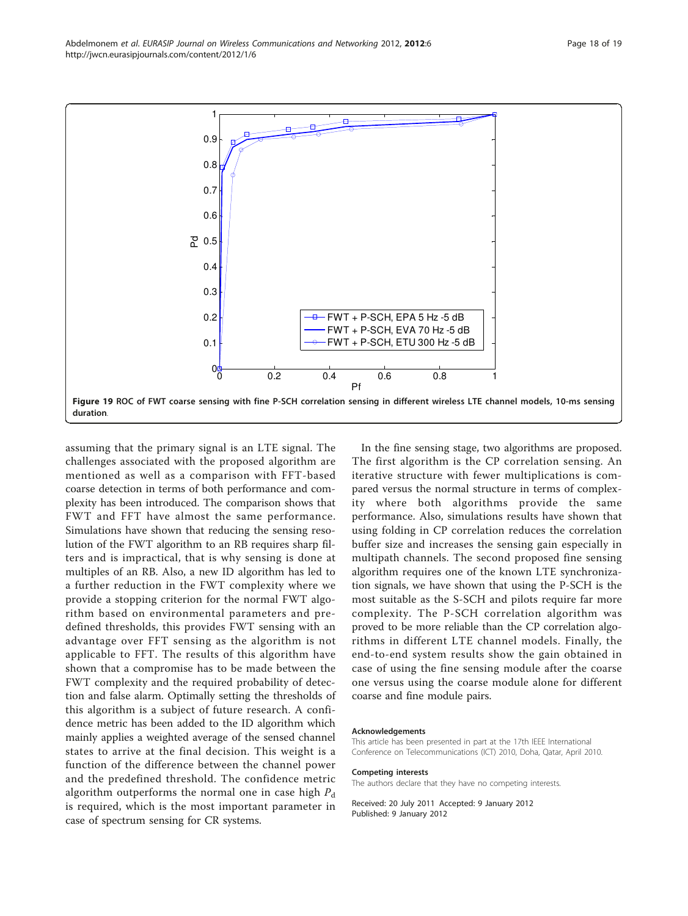**Figure 19 ROC of FWT coarse sensing with fine P-SCH correlation sensing in different wireless LTE channel models, 10-ms sensing duration.**

assuming that the primary signal is an LTE signal. The challenges associated with the proposed algorithm are mentioned as well as a comparison with FFT-based coarse detection in terms of both performance and complexity has been introduced. The comparison shows that FWT and FFT have almost the same performance. Simulations have shown that reducing the sensing resolution of the FWT algorithm to an RB requires sharp filters and is impractical, that is why sensing is done at multiples of an RB. Also, a new ID algorithm has led to a further reduction in the FWT complexity where we provide a stopping criterion for the normal FWT algorithm based on environmental parameters and predefined thresholds, this provides FWT sensing with an advantage over FFT sensing as the algorithm is not applicable to FFT. The results of this algorithm have shown that a compromise has to be made between the FWT complexity and the required probability of detection and false alarm. Optimally setting the thresholds of this algorithm is a subject of future research. A confidence metric has been added to the ID algorithm which mainly applies a weighted average of the sensed channel states to arrive at the final decision. This weight is a function of the difference between the channel power and the predefined threshold. The confidence metric algorithm outperforms the normal one in case high $P_d$ is required, which is the most important parameter in case of spectrum sensing for CR systems.

In the fine sensing stage, two algorithms are proposed. The first algorithm is the CP correlation sensing. An iterative structure with fewer multiplications is compared versus the normal structure in terms of complexity where both algorithms provide the same performance. Also, simulations results have shown that using folding in CP correlation reduces the correlation buffer size and increases the sensing gain especially in multipath channels. The second proposed fine sensing algorithm requires one of the known LTE synchronization signals, we have shown that using the P-SCH is the most suitable as the S-SCH and pilots require far more complexity. The P-SCH correlation algorithm was proved to be more reliable than the CP correlation algorithms in different LTE channel models. Finally, the end-to-end system results show the gain obtained in case of using the fine sensing module after the coarse one versus using the coarse module alone for different coarse and fine module pairs.

#### Acknowledgements

This article has been presented in part at the 17th IEEE International Conference on Telecommunications (ICT) 2010, Doha, Qatar, April 2010.

#### Competing interests

The authors declare that they have no competing interests.

Received: 20 July 2011 Accepted: 9 January 2012
Published: 9 January 2012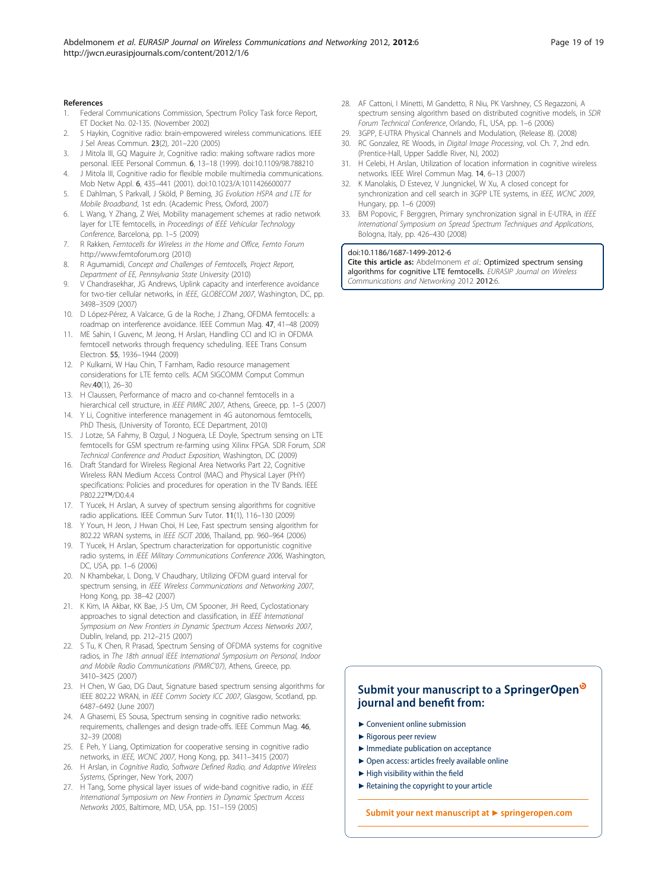## References

1. Federal Communications Commission, Spectrum Policy Task force Report, ET Docket No. 02-135. (November 2002)
2. S Haykin, Cognitive radio: brain-empowered wireless communications. IEEE J Sel Areas Commun. **23**(2), 201–220 (2005)
3. J Mitola III, GQ Maguire Jr, Cognitive radio: making software radios more personal. IEEE Personal Commun. **6**, 13–18 (1999). doi:10.1109/98.788210
4. J Mitola III, Cognitive radio for flexible mobile multimedia communications. Mob Netw Appl. **6**, 435–441 (2001). doi:10.1023/A:1011426600077
5. E Dahlman, S Parkvall, J Sköld, P Beming, *3G Evolution HSPA and LTE for Mobile Broadband*, 1st edn. (Academic Press, Oxford, 2007)
6. L Wang, Y Zhang, Z Wei, Mobility management schemes at radio network layer for LTE femtocells, in *Proceedings of IEEE Vehicular Technology Conference*, Barcelona, pp. 1–5 (2009)
7. R Rakken, *Femtocells for Wireless in the Home and Office, Femto Forum* http://www.femtoforum.org (2010)
8. R Agumamidi, *Concept and Challenges of Femtocells, Project Report, Department of EE, Pennsylvania State University* (2010)
9. V Chandrasekhar, JG Andrews, Uplink capacity and interference avoidance for two-tier cellular networks, in *IEEE, GLOBECOM 2007*, Washington, DC, pp. 3498–3509 (2007)
10. D López-Pérez, A Valcarce, G de la Roche, J Zhang, OFDMA femtocells: a roadmap on interference avoidance. IEEE Commun Mag. **47**, 41–48 (2009)
11. ME Sahin, I Guvenc, M Jeong, H Arslan, Handling CCI and ICI in OFDMA femtocell networks through frequency scheduling. IEEE Trans Consum Electron. **55**, 1936–1944 (2009)
12. P Kulkarni, W Hau Chin, T Farnham, Radio resource management considerations for LTE femto cells. ACM SIGCOMM Comput Commun Rev.**40**(1), 26–30
13. H Claussen, Performance of macro and co-channel femtocells in a hierarchical cell structure, in *IEEE PIMRC 2007*, Athens, Greece, pp. 1–5 (2007)
14. Y Li, Cognitive interference management in 4G autonomous femtocells, PhD Thesis, (University of Toronto, ECE Department, 2010)
15. J Lotze, SA Fahmy, B Ozgul, J Noguera, LE Doyle, Spectrum sensing on LTE femtocells for GSM spectrum re-farming using Xilinx FPGA. SDR Forum, *SDR Technical Conference and Product Exposition*, Washington, DC (2009)
16. Draft Standard for Wireless Regional Area Networks Part 22, Cognitive Wireless RAN Medium Access Control (MAC) and Physical Layer (PHY) specifications: Policies and procedures for operation in the TV Bands. IEEE P802.22™/D0.4.4
17. T Yucek, H Arslan, A survey of spectrum sensing algorithms for cognitive radio applications. IEEE Commun Surv Tutor. **11**(1), 116–130 (2009)
18. Y Youn, H Jeon, J Hwan Choi, H Lee, Fast spectrum sensing algorithm for 802.22 WRAN systems, in *IEEE ISCIT 2006*, Thailand, pp. 960–964 (2006)
19. T Yucek, H Arslan, Spectrum characterization for opportunistic cognitive radio systems, in *IEEE Military Communications Conference 2006*, Washington, DC, USA, pp. 1–6 (2006)
20. N Khambekar, L Dong, V Chaudhary, Utilizing OFDM guard interval for spectrum sensing, in *IEEE Wireless Communications and Networking 2007*, Hong Kong, pp. 38–42 (2007)
21. K Kim, IA Akbar, KK Bae, J-S Um, CM Spooner, JH Reed, Cyclostationary approaches to signal detection and classification, in *IEEE International Symposium on New Frontiers in Dynamic Spectrum Access Networks 2007*, Dublin, Ireland, pp. 212–215 (2007)
22. S Tu, K Chen, R Prasad, Spectrum Sensing of OFDMA systems for cognitive radios, in *The 18th annual IEEE International Symposium on Personal, Indoor and Mobile Radio Communications (PIMRC'07)*, Athens, Greece, pp. 3410–3425 (2007)
23. H Chen, W Gao, DG Daut, Signature based spectrum sensing algorithms for IEEE 802.22 WRAN, in *IEEE Comm Society ICC 2007*, Glasgow, Scotland, pp. 6487–6492 (June 2007)
24. A Ghasemi, ES Sousa, Spectrum sensing in cognitive radio networks: requirements, challenges and design trade-offs. IEEE Commun Mag. **46**, 32–39 (2008)
25. E Peh, Y Liang, Optimization for cooperative sensing in cognitive radio networks, in *IEEE, WCNC 2007*, Hong Kong, pp. 3411–3415 (2007)
26. H Arslan, in *Cognitive Radio, Software Defined Radio, and Adaptive Wireless Systems*, (Springer, New York, 2007)
27. H Tang, Some physical layer issues of wide-band cognitive radio, in *IEEE International Symposium on New Frontiers in Dynamic Spectrum Access Networks 2005*, Baltimore, MD, USA, pp. 151–159 (2005)
28. AF Cattoni, I Minetti, M Gandetto, R Niu, PK Varshney, CS Regazzoni, A spectrum sensing algorithm based on distributed cognitive models, in *SDR Forum Technical Conference*, Orlando, FL, USA, pp. 1–6 (2006)
29. 3GPP, E-UTRA Physical Channels and Modulation, (Release 8). (2008)
30. RC Gonzalez, RE Woods, in *Digital Image Processing*, vol. Ch. 7, 2nd edn. (Prentice-Hall, Upper Saddle River, NJ, 2002)
31. H Celebi, H Arslan, Utilization of location information in cognitive wireless networks. IEEE Wirel Commun Mag. **14**, 6–13 (2007)
32. K Manolakis, D Estevez, V Jungnickel, W Xu, A closed concept for synchronization and cell search in 3GPP LTE systems, in *IEEE, WCNC 2009*, Hungary, pp. 1–6 (2009)
33. BM Popovic, F Berggren, Primary synchronization signal in E-UTRA, in *IEEE International Symposium on Spread Spectrum Techniques and Applications*, Bologna, Italy, pp. 426–430 (2008)

doi:10.1186/1687-1499-2012-6

**Cite this article as:** Abdelmonem *et al.*: Optimized spectrum sensing algorithms for cognitive LTE femtocells. *EURASIP Journal on Wireless Communications and Networking* 2012 **2012**:6.

**Submit your manuscript to a SpringerOpen journal and benefit from:**

- ► Convenient online submission
- ► Rigorous peer review
- ► Immediate publication on acceptance
- ► Open access: articles freely available online
- ► High visibility within the field
- ► Retaining the copyright to your article

**Submit your next manuscript at ► springeropen.com**